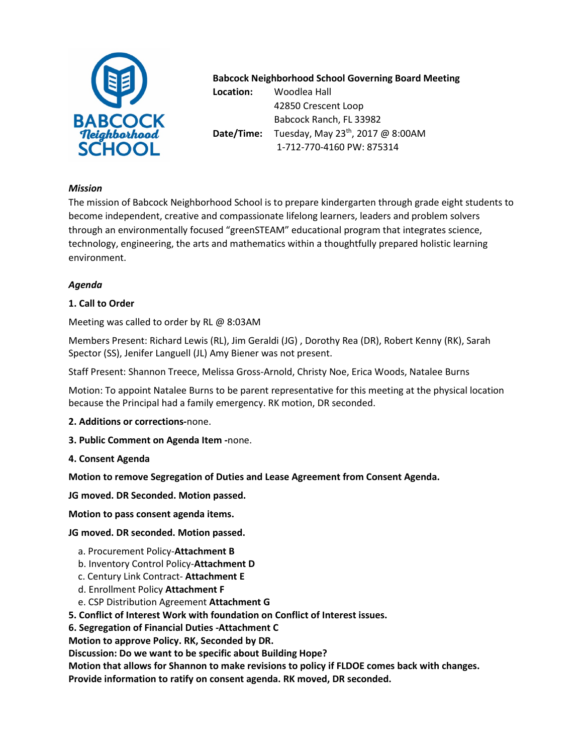**Babcock Neighborhood School Governing Board Meeting**

**Location:** Woodlea Hall
42850 Crescent Loop
Babcock Ranch, FL 33982

**Date/Time:** Tuesday, May 23th, 2017 @ 8:00AM
1-712-770-4160 PW: 875314

### *Mission*

The mission of Babcock Neighborhood School is to prepare kindergarten through grade eight students to become independent, creative and compassionate lifelong learners, leaders and problem solvers through an environmentally focused "greenSTEAM" educational program that integrates science, technology, engineering, the arts and mathematics within a thoughtfully prepared holistic learning environment.

### *Agenda*

**1. Call to Order**

Meeting was called to order by RL @ 8:03AM

Members Present: Richard Lewis (RL), Jim Geraldi (JG) , Dorothy Rea (DR), Robert Kenny (RK), Sarah Spector (SS), Jenifer Languell (JL) Amy Biener was not present.

Staff Present: Shannon Treece, Melissa Gross-Arnold, Christy Noe, Erica Woods, Natalee Burns

Motion: To appoint Natalee Burns to be parent representative for this meeting at the physical location because the Principal had a family emergency. RK motion, DR seconded.

**2. Additions or corrections-**none.

**3. Public Comment on Agenda Item -**none.

**4. Consent Agenda**

**Motion to remove Segregation of Duties and Lease Agreement from Consent Agenda.**

**JG moved. DR Seconded. Motion passed.**

**Motion to pass consent agenda items.**

**JG moved. DR seconded. Motion passed.**

a. Procurement Policy-**Attachment B**
b. Inventory Control Policy-**Attachment D**
c. Century Link Contract- **Attachment E**
d. Enrollment Policy **Attachment F**
e. CSP Distribution Agreement **Attachment G**

**5. Conflict of Interest Work with foundation on Conflict of Interest issues.**

**6. Segregation of Financial Duties -Attachment C**

**Motion to approve Policy. RK, Seconded by DR.**

**Discussion: Do we want to be specific about Building Hope?**

**Motion that allows for Shannon to make revisions to policy if FLDOE comes back with changes.**

**Provide information to ratify on consent agenda. RK moved, DR seconded.**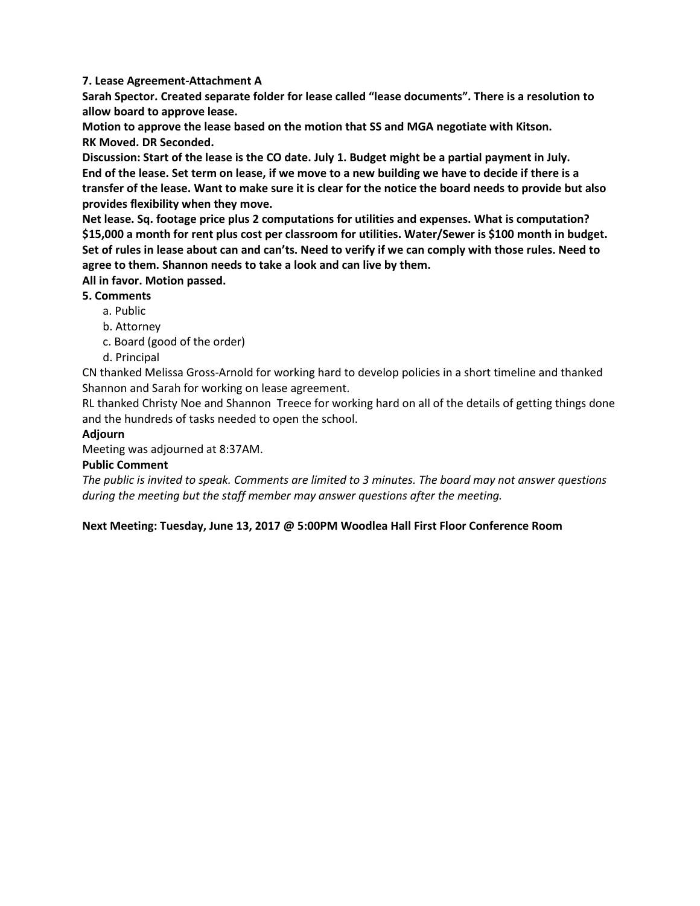**7. Lease Agreement-Attachment A**

**Sarah Spector. Created separate folder for lease called "lease documents". There is a resolution to allow board to approve lease.**

**Motion to approve the lease based on the motion that SS and MGA negotiate with Kitson.**

**RK Moved. DR Seconded.**

**Discussion: Start of the lease is the CO date. July 1. Budget might be a partial payment in July. End of the lease. Set term on lease, if we move to a new building we have to decide if there is a transfer of the lease. Want to make sure it is clear for the notice the board needs to provide but also provides flexibility when they move.**

**Net lease. Sq. footage price plus 2 computations for utilities and expenses. What is computation? $15,000 a month for rent plus cost per classroom for utilities. Water/Sewer is $100 month in budget. Set of rules in lease about can and can'ts. Need to verify if we can comply with those rules. Need to agree to them. Shannon needs to take a look and can live by them.**

**All in favor. Motion passed.**

**5. Comments**

a. Public
b. Attorney
c. Board (good of the order)
d. Principal

CN thanked Melissa Gross-Arnold for working hard to develop policies in a short timeline and thanked Shannon and Sarah for working on lease agreement.

RL thanked Christy Noe and Shannon Treece for working hard on all of the details of getting things done and the hundreds of tasks needed to open the school.

**Adjourn**

Meeting was adjourned at 8:37AM.

**Public Comment**

*The public is invited to speak. Comments are limited to 3 minutes. The board may not answer questions during the meeting but the staff member may answer questions after the meeting.*

**Next Meeting: Tuesday, June 13, 2017 @ 5:00PM Woodlea Hall First Floor Conference Room**